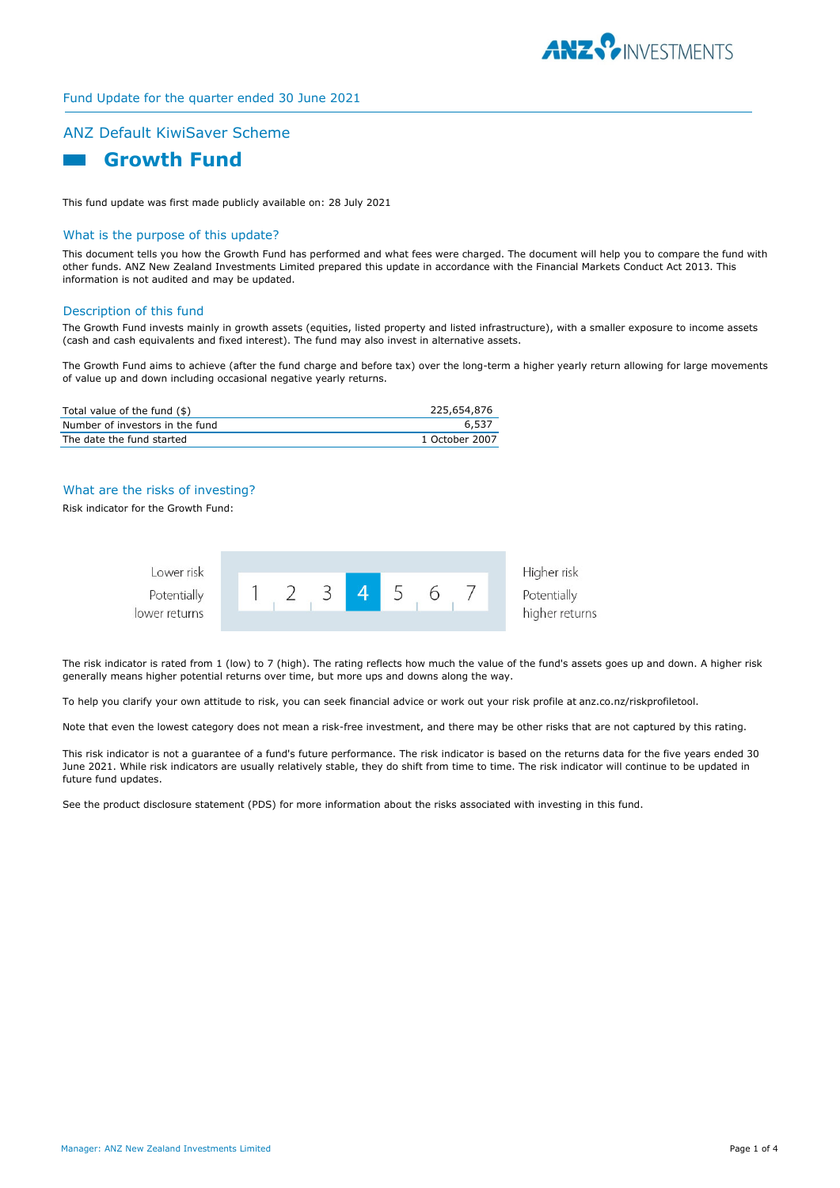Fund Update for the quarter ended 30 June 2021

## ANZ Default KiwiSaver Scheme

# Growth Fund

This fund update was first made publicly available on: 28 July 2021

## What is the purpose of this update?

This document tells you how the Growth Fund has performed and what fees were charged. The document will help you to compare the fund with other funds. ANZ New Zealand Investments Limited prepared this update in accordance with the Financial Markets Conduct Act 2013. This information is not audited and may be updated.

## Description of this fund

The Growth Fund invests mainly in growth assets (equities, listed property and listed infrastructure), with a smaller exposure to income assets (cash and cash equivalents and fixed interest). The fund may also invest in alternative assets.

The Growth Fund aims to achieve (after the fund charge and before tax) over the long-term a higher yearly return allowing for large movements of value up and down including occasional negative yearly returns.

| | |
|---|---|
| Total value of the fund ($) | 225,654,876 |
| Number of investors in the fund | 6,537 |
| The date the fund started | 1 October 2007 |

## What are the risks of investing?

Risk indicator for the Growth Fund:

| Lower risk<br>Potentially lower returns | 1 | 2 | 3 | **4** | 5 | 6 | 7 | Higher risk<br>Potentially higher returns |
|---|---|---|---|---|---|---|---|---|

The risk indicator is rated from 1 (low) to 7 (high). The rating reflects how much the value of the fund's assets goes up and down. A higher risk generally means higher potential returns over time, but more ups and downs along the way.

To help you clarify your own attitude to risk, you can seek financial advice or work out your risk profile at anz.co.nz/riskprofiletool.

Note that even the lowest category does not mean a risk-free investment, and there may be other risks that are not captured by this rating.

This risk indicator is not a guarantee of a fund's future performance. The risk indicator is based on the returns data for the five years ended 30 June 2021. While risk indicators are usually relatively stable, they do shift from time to time. The risk indicator will continue to be updated in future fund updates.

See the product disclosure statement (PDS) for more information about the risks associated with investing in this fund.

Manager: ANZ New Zealand Investments Limited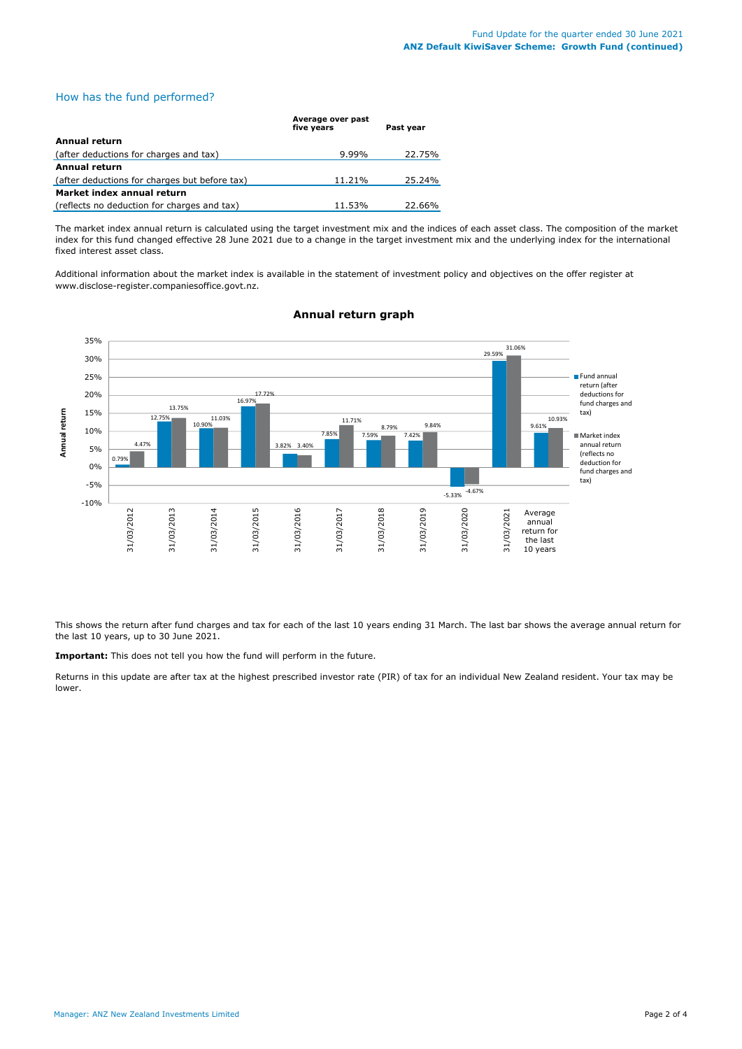## How has the fund performed?

| | Average over past five years | Past year |
|---|---|---|
| **Annual return** | | |
| (after deductions for charges and tax) | 9.99% | 22.75% |
| **Annual return** | | |
| (after deductions for charges but before tax) | 11.21% | 25.24% |
| **Market index annual return** | | |
| (reflects no deduction for charges and tax) | 11.53% | 22.66% |

The market index annual return is calculated using the target investment mix and the indices of each asset class. The composition of the market index for this fund changed effective 28 June 2021 due to a change in the target investment mix and the underlying index for the international fixed interest asset class.

Additional information about the market index is available in the statement of investment policy and objectives on the offer register at www.disclose-register.companiesoffice.govt.nz.

### Annual return graph

| Year | Fund annual return (after deductions for fund charges and tax) | Market index annual return (reflects no deduction for fund charges and tax) |
|---|---|---|
| 31/03/2012 | 0.79% | 4.47% |
| 31/03/2013 | 12.75% | 13.75% |
| 31/03/2014 | 10.90% | 11.03% |
| 31/03/2015 | 16.97% | 17.72% |
| 31/03/2016 | 3.82% | 3.40% |
| 31/03/2017 | 7.85% | 11.71% |
| 31/03/2018 | 7.59% | 8.79% |
| 31/03/2019 | 7.42% | 9.84% |
| 31/03/2020 | -5.33% | -4.67% |
| 31/03/2021 | 29.59% | 31.06% |
| Average annual return for the last 10 years | 9.61% | 10.93% |

This shows the return after fund charges and tax for each of the last 10 years ending 31 March. The last bar shows the average annual return for the last 10 years, up to 30 June 2021.

**Important:** This does not tell you how the fund will perform in the future.

Returns in this update are after tax at the highest prescribed investor rate (PIR) of tax for an individual New Zealand resident. Your tax may be lower.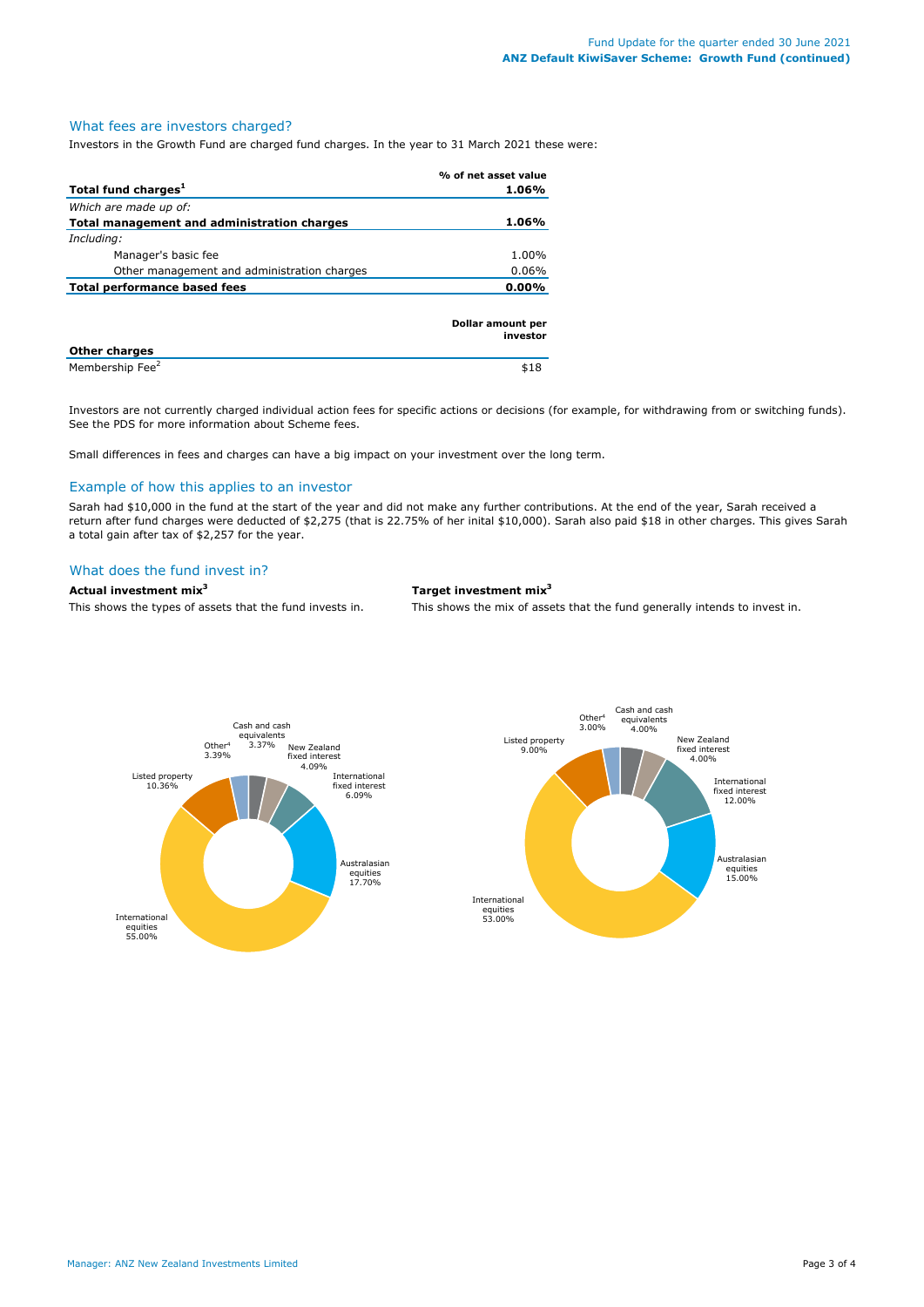## What fees are investors charged?

Investors in the Growth Fund are charged fund charges. In the year to 31 March 2021 these were:

| | % of net asset value |
|---|---|
| **Total fund charges[1]** | **1.06%** |
| *Which are made up of:* | |
| **Total management and administration charges** | **1.06%** |
| *Including:* | |
| Manager's basic fee | 1.00% |
| Other management and administration charges | 0.06% |
| **Total performance based fees** | **0.00%** |

| | Dollar amount per investor |
|---|---|
| **Other charges** | |
| Membership Fee[2] | $18 |

Investors are not currently charged individual action fees for specific actions or decisions (for example, for withdrawing from or switching funds). See the PDS for more information about Scheme fees.

Small differences in fees and charges can have a big impact on your investment over the long term.

## Example of how this applies to an investor

Sarah had $10,000 in the fund at the start of the year and did not make any further contributions. At the end of the year, Sarah received a return after fund charges were deducted of $2,275 (that is 22.75% of her inital $10,000). Sarah also paid $18 in other charges. This gives Sarah a total gain after tax of $2,257 for the year.

## What does the fund invest in?

**Actual investment mix[3]**

This shows the types of assets that the fund invests in.

| Asset | % |
|---|---|
| Cash and cash equivalents | 3.37% |
| New Zealand fixed interest | 4.09% |
| International fixed interest | 6.09% |
| Australasian equities | 17.70% |
| International equities | 55.00% |
| Listed property | 10.36% |
| Other[4] | 3.39% |

**Target investment mix[3]**

This shows the mix of assets that the fund generally intends to invest in.

| Asset | % |
|---|---|
| Cash and cash equivalents | 4.00% |
| New Zealand fixed interest | 4.00% |
| International fixed interest | 12.00% |
| Australasian equities | 15.00% |
| International equities | 53.00% |
| Listed property | 9.00% |
| Other[4] | 3.00% |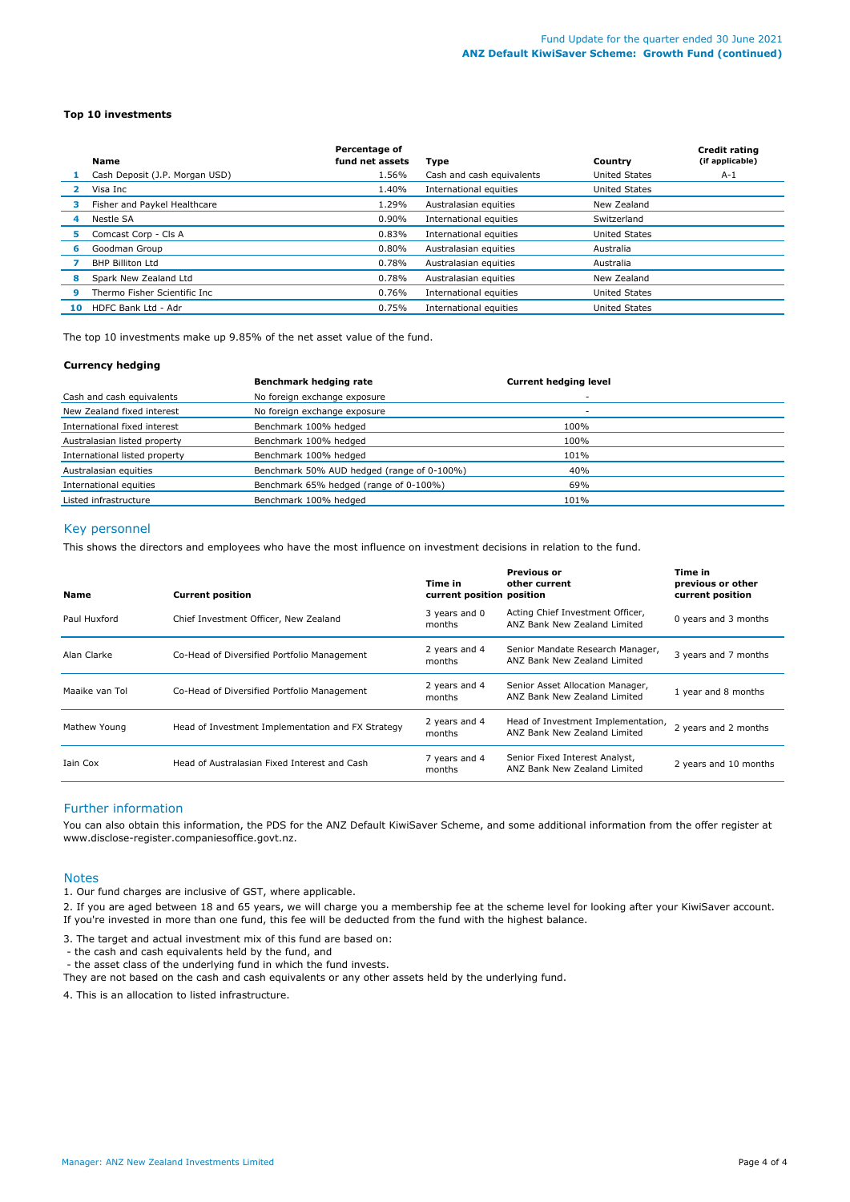### Top 10 investments

| | Name | Percentage of fund net assets | Type | Country | Credit rating (if applicable) |
|---|---|---|---|---|---|
| 1 | Cash Deposit (J.P. Morgan USD) | 1.56% | Cash and cash equivalents | United States | A-1 |
| 2 | Visa Inc | 1.40% | International equities | United States | |
| 3 | Fisher and Paykel Healthcare | 1.29% | Australasian equities | New Zealand | |
| 4 | Nestle SA | 0.90% | International equities | Switzerland | |
| 5 | Comcast Corp - Cls A | 0.83% | International equities | United States | |
| 6 | Goodman Group | 0.80% | Australasian equities | Australia | |
| 7 | BHP Billiton Ltd | 0.78% | Australasian equities | Australia | |
| 8 | Spark New Zealand Ltd | 0.78% | Australasian equities | New Zealand | |
| 9 | Thermo Fisher Scientific Inc | 0.76% | International equities | United States | |
| 10 | HDFC Bank Ltd - Adr | 0.75% | International equities | United States | |

The top 10 investments make up 9.85% of the net asset value of the fund.

### Currency hedging

| | Benchmark hedging rate | Current hedging level |
|---|---|---|
| Cash and cash equivalents | No foreign exchange exposure | - |
| New Zealand fixed interest | No foreign exchange exposure | - |
| International fixed interest | Benchmark 100% hedged | 100% |
| Australasian listed property | Benchmark 100% hedged | 100% |
| International listed property | Benchmark 100% hedged | 101% |
| Australasian equities | Benchmark 50% AUD hedged (range of 0-100%) | 40% |
| International equities | Benchmark 65% hedged (range of 0-100%) | 69% |
| Listed infrastructure | Benchmark 100% hedged | 101% |

## Key personnel

This shows the directors and employees who have the most influence on investment decisions in relation to the fund.

| Name | Current position | Time in current position | Previous or other current position | Time in previous or other current position |
|---|---|---|---|---|
| Paul Huxford | Chief Investment Officer, New Zealand | 3 years and 0 months | Acting Chief Investment Officer, ANZ Bank New Zealand Limited | 0 years and 3 months |
| Alan Clarke | Co-Head of Diversified Portfolio Management | 2 years and 4 months | Senior Mandate Research Manager, ANZ Bank New Zealand Limited | 3 years and 7 months |
| Maaike van Tol | Co-Head of Diversified Portfolio Management | 2 years and 4 months | Senior Asset Allocation Manager, ANZ Bank New Zealand Limited | 1 year and 8 months |
| Mathew Young | Head of Investment Implementation and FX Strategy | 2 years and 4 months | Head of Investment Implementation, ANZ Bank New Zealand Limited | 2 years and 2 months |
| Iain Cox | Head of Australasian Fixed Interest and Cash | 7 years and 4 months | Senior Fixed Interest Analyst, ANZ Bank New Zealand Limited | 2 years and 10 months |

## Further information

You can also obtain this information, the PDS for the ANZ Default KiwiSaver Scheme, and some additional information from the offer register at www.disclose-register.companiesoffice.govt.nz.

## Notes

1. Our fund charges are inclusive of GST, where applicable.
2. If you are aged between 18 and 65 years, we will charge you a membership fee at the scheme level for looking after your KiwiSaver account. If you're invested in more than one fund, this fee will be deducted from the fund with the highest balance.
3. The target and actual investment mix of this fund are based on:
   - the cash and cash equivalents held by the fund, and
   - the asset class of the underlying fund in which the fund invests.

   They are not based on the cash and cash equivalents or any other assets held by the underlying fund.
4. This is an allocation to listed infrastructure.